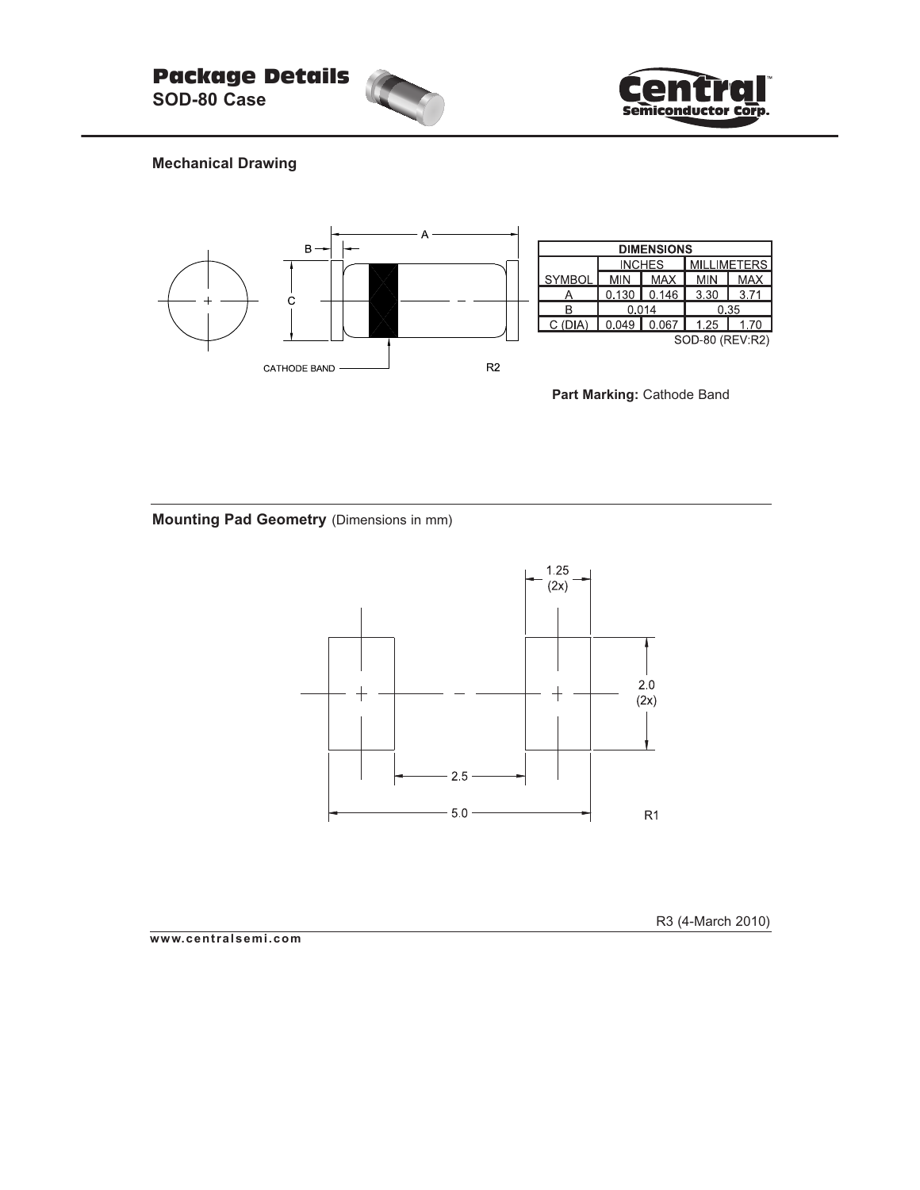# Package Details

## SOD-80 Case

### Mechanical Drawing

| DIMENSIONS | | | | |
|---|---|---|---|---|
| | INCHES | | MILLIMETERS | |
| SYMBOL | MIN | MAX | MIN | MAX |
| A | 0.130 | 0.146 | 3.30 | 3.71 |
| B | 0.014 | | 0.35 | |
| C (DIA) | 0.049 | 0.067 | 1.25 | 1.70 |

SOD-80 (REV:R2)

**Part Marking:** Cathode Band

### Mounting Pad Geometry (Dimensions in mm)

R3 (4-March 2010)

www.centralsemi.com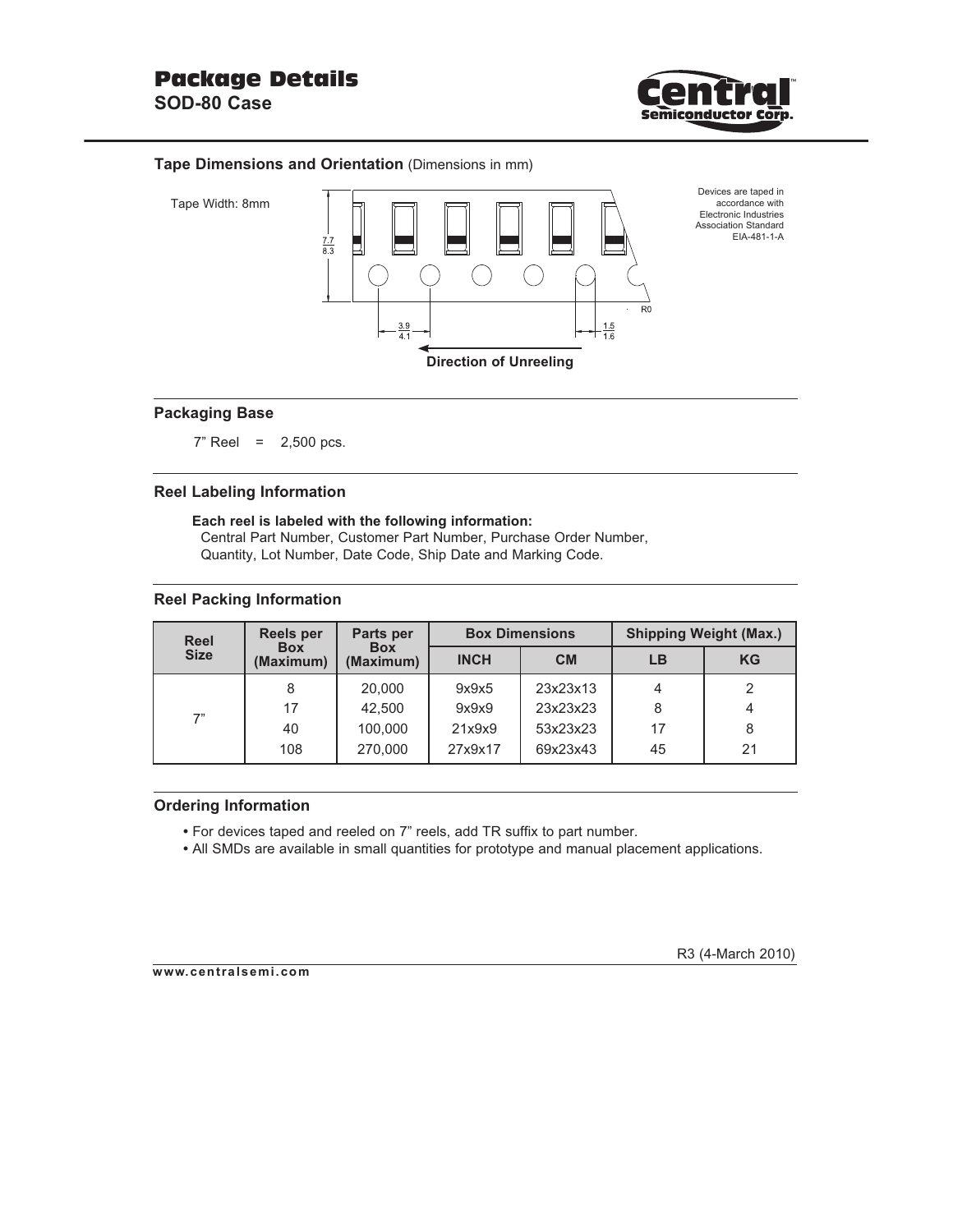# Package Details

## SOD-80 Case

### Tape Dimensions and Orientation (Dimensions in mm)

Tape Width: 8mm

7.7
8.3

3.9
4.1

1.5
1.6

R0

Direction of Unreeling

Devices are taped in accordance with Electronic Industries Association Standard EIA-481-1-A

### Packaging Base

7" Reel = 2,500 pcs.

### Reel Labeling Information

**Each reel is labeled with the following information:**
Central Part Number, Customer Part Number, Purchase Order Number, Quantity, Lot Number, Date Code, Ship Date and Marking Code.

### Reel Packing Information

| Reel Size | Reels per Box (Maximum) | Parts per Box (Maximum) | Box Dimensions | | Shipping Weight (Max.) | |
|---|---|---|---|---|---|---|
| | | | INCH | CM | LB | KG |
| 7" | 8 | 20,000 | 9x9x5 | 23x23x13 | 4 | 2 |
| | 17 | 42,500 | 9x9x9 | 23x23x23 | 8 | 4 |
| | 40 | 100,000 | 21x9x9 | 53x23x23 | 17 | 8 |
| | 108 | 270,000 | 27x9x17 | 69x23x43 | 45 | 21 |

### Ordering Information

- For devices taped and reeled on 7" reels, add TR suffix to part number.
- All SMDs are available in small quantities for prototype and manual placement applications.

R3 (4-March 2010)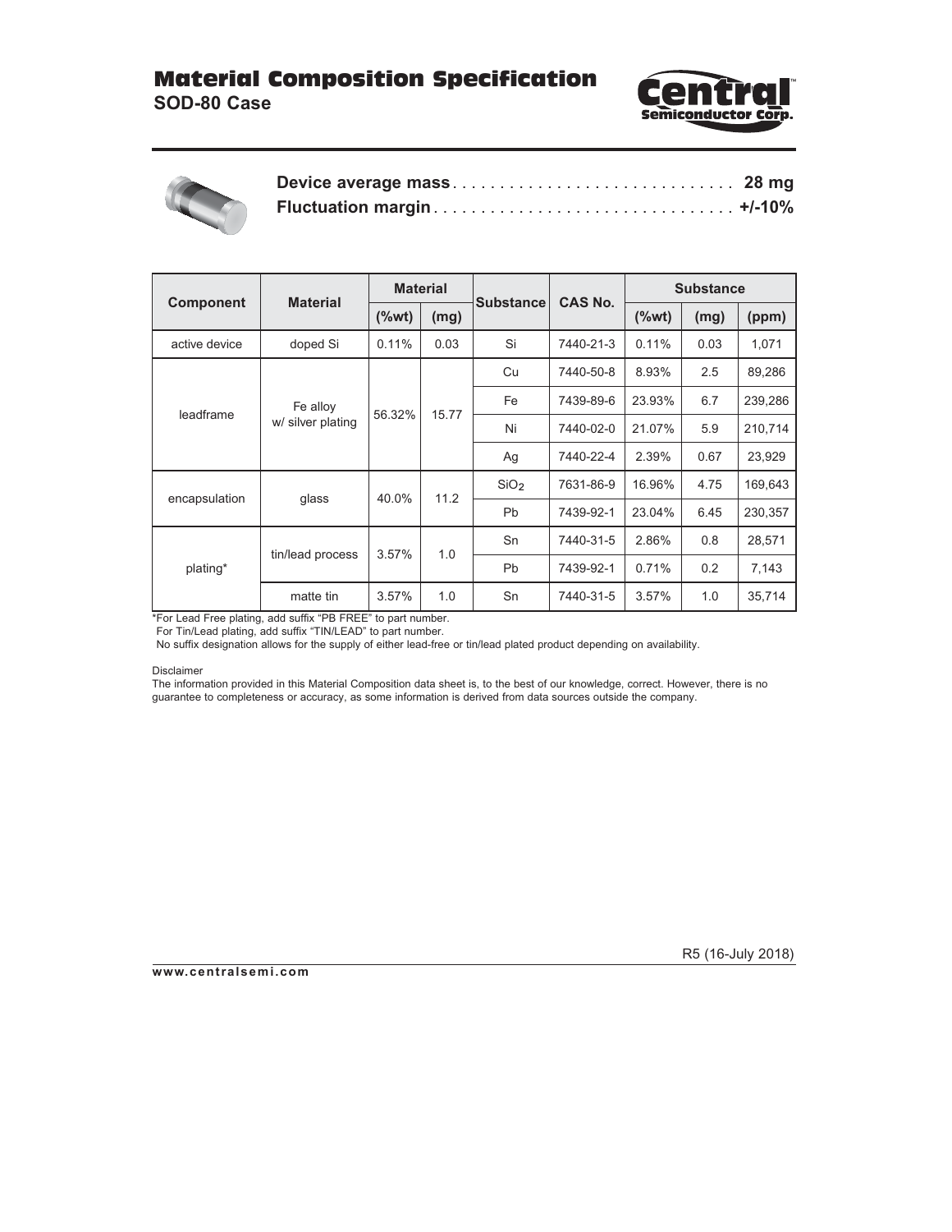# Material Composition Specification

## SOD-80 Case

**Device average mass** . . . . . . . . . . . . . . . . . . . . . . . . . . . . . . **28 mg**
**Fluctuation margin** . . . . . . . . . . . . . . . . . . . . . . . . . . . . . . . **+/-10%**

| Component | Material | Material | | Substance | CAS No. | Substance | | |
|---|---|---|---|---|---|---|---|---|
| | | (%wt) | (mg) | | | (%wt) | (mg) | (ppm) |
| active device | doped Si | 0.11% | 0.03 | Si | 7440-21-3 | 0.11% | 0.03 | 1,071 |
| leadframe | Fe alloy w/ silver plating | 56.32% | 15.77 | Cu | 7440-50-8 | 8.93% | 2.5 | 89,286 |
| | | | | Fe | 7439-89-6 | 23.93% | 6.7 | 239,286 |
| | | | | Ni | 7440-02-0 | 21.07% | 5.9 | 210,714 |
| | | | | Ag | 7440-22-4 | 2.39% | 0.67 | 23,929 |
| encapsulation | glass | 40.0% | 11.2 | $SiO_2$ | 7631-86-9 | 16.96% | 4.75 | 169,643 |
| | | | | Pb | 7439-92-1 | 23.04% | 6.45 | 230,357 |
| plating* | tin/lead process | 3.57% | 1.0 | Sn | 7440-31-5 | 2.86% | 0.8 | 28,571 |
| | | | | Pb | 7439-92-1 | 0.71% | 0.2 | 7,143 |
| | matte tin | 3.57% | 1.0 | Sn | 7440-31-5 | 3.57% | 1.0 | 35,714 |

*For Lead Free plating, add suffix "PB FREE" to part number.
For Tin/Lead plating, add suffix "TIN/LEAD" to part number.
No suffix designation allows for the supply of either lead-free or tin/lead plated product depending on availability.

Disclaimer
The information provided in this Material Composition data sheet is, to the best of our knowledge, correct. However, there is no guarantee to completeness or accuracy, as some information is derived from data sources outside the company.

R5 (16-July 2018)